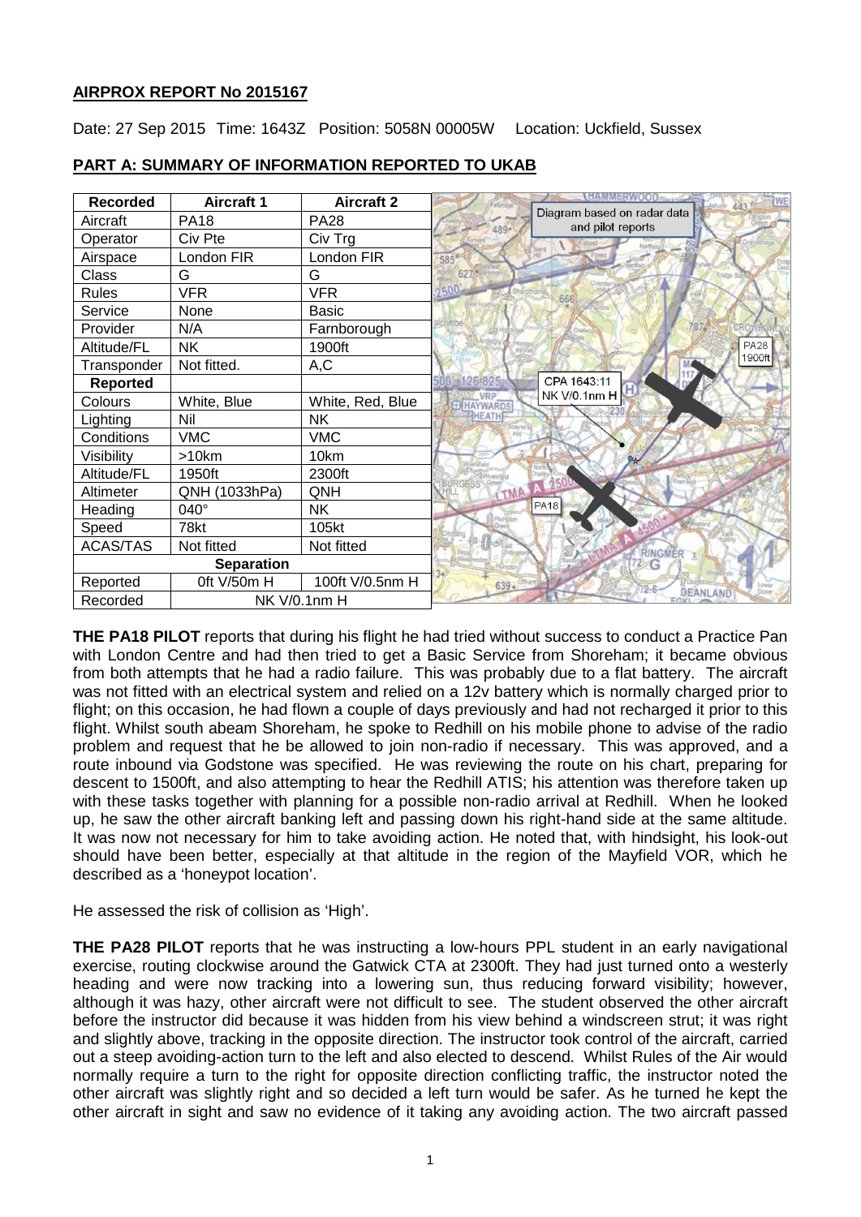**AIRPROX REPORT No 2015167**

Date: 27 Sep 2015 Time: 1643Z Position: 5058N 00005W Location: Uckfield, Sussex

**PART A: SUMMARY OF INFORMATION REPORTED TO UKAB**

| Recorded | Aircraft 1 | Aircraft 2 |
|---|---|---|
| Aircraft | PA18 | PA28 |
| Operator | Civ Pte | Civ Trg |
| Airspace | London FIR | London FIR |
| Class | G | G |
| Rules | VFR | VFR |
| Service | None | Basic |
| Provider | N/A | Farnborough |
| Altitude/FL | NK | 1900ft |
| Transponder | Not fitted. | A,C |
| **Reported** | | |
| Colours | White, Blue | White, Red, Blue |
| Lighting | Nil | NK |
| Conditions | VMC | VMC |
| Visibility | >10km | 10km |
| Altitude/FL | 1950ft | 2300ft |
| Altimeter | QNH (1033hPa) | QNH |
| Heading | 040° | NK |
| Speed | 78kt | 105kt |
| ACAS/TAS | Not fitted | Not fitted |
| **Separation** | | |
| Reported | 0ft V/50m H | 100ft V/0.5nm H |
| Recorded | NK V/0.1nm H | |

**THE PA18 PILOT** reports that during his flight he had tried without success to conduct a Practice Pan with London Centre and had then tried to get a Basic Service from Shoreham; it became obvious from both attempts that he had a radio failure. This was probably due to a flat battery. The aircraft was not fitted with an electrical system and relied on a 12v battery which is normally charged prior to flight; on this occasion, he had flown a couple of days previously and had not recharged it prior to this flight. Whilst south abeam Shoreham, he spoke to Redhill on his mobile phone to advise of the radio problem and request that he be allowed to join non-radio if necessary. This was approved, and a route inbound via Godstone was specified. He was reviewing the route on his chart, preparing for descent to 1500ft, and also attempting to hear the Redhill ATIS; his attention was therefore taken up with these tasks together with planning for a possible non-radio arrival at Redhill. When he looked up, he saw the other aircraft banking left and passing down his right-hand side at the same altitude. It was now not necessary for him to take avoiding action. He noted that, with hindsight, his look-out should have been better, especially at that altitude in the region of the Mayfield VOR, which he described as a 'honeypot location'.

He assessed the risk of collision as 'High'.

**THE PA28 PILOT** reports that he was instructing a low-hours PPL student in an early navigational exercise, routing clockwise around the Gatwick CTA at 2300ft. They had just turned onto a westerly heading and were now tracking into a lowering sun, thus reducing forward visibility; however, although it was hazy, other aircraft were not difficult to see. The student observed the other aircraft before the instructor did because it was hidden from his view behind a windscreen strut; it was right and slightly above, tracking in the opposite direction. The instructor took control of the aircraft, carried out a steep avoiding-action turn to the left and also elected to descend. Whilst Rules of the Air would normally require a turn to the right for opposite direction conflicting traffic, the instructor noted the other aircraft was slightly right and so decided a left turn would be safer. As he turned he kept the other aircraft in sight and saw no evidence of it taking any avoiding action. The two aircraft passed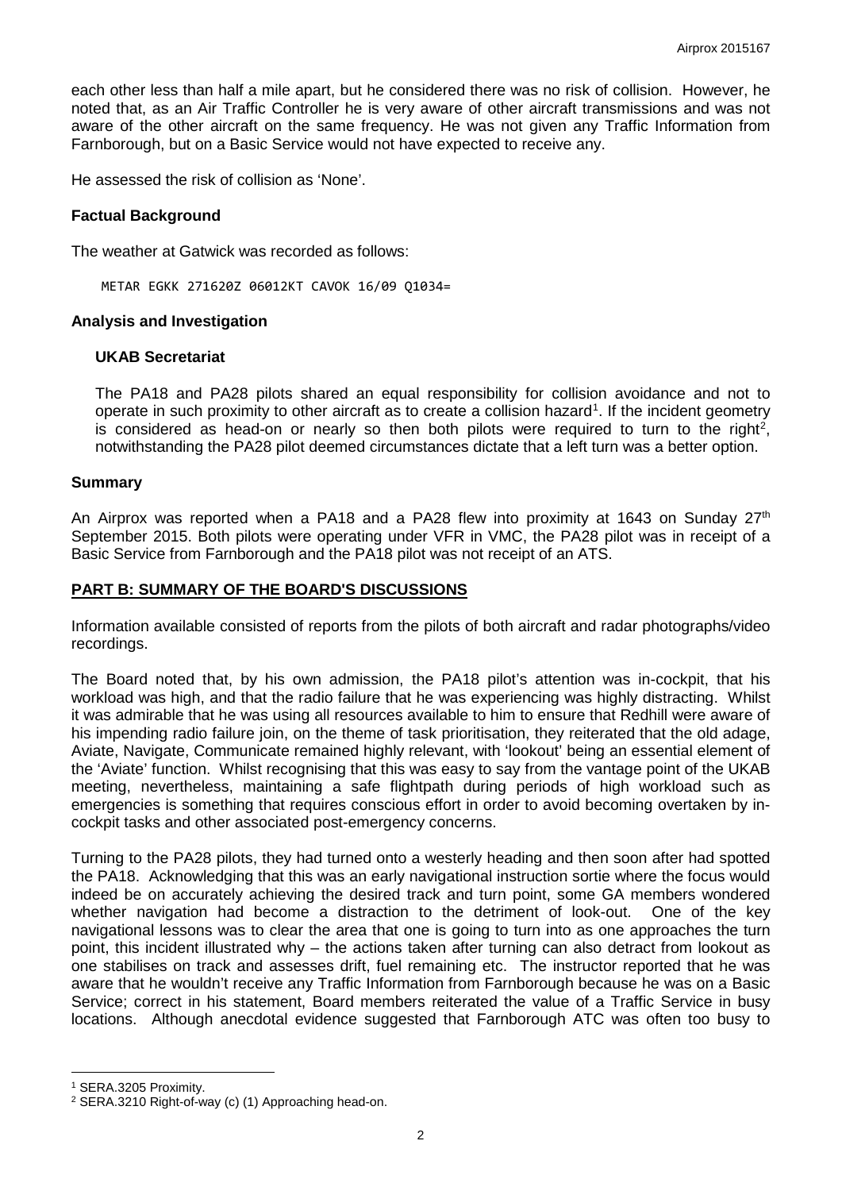each other less than half a mile apart, but he considered there was no risk of collision. However, he noted that, as an Air Traffic Controller he is very aware of other aircraft transmissions and was not aware of the other aircraft on the same frequency. He was not given any Traffic Information from Farnborough, but on a Basic Service would not have expected to receive any.

He assessed the risk of collision as 'None'.

### Factual Background

The weather at Gatwick was recorded as follows:

```
METAR EGKK 271620Z 06012KT CAVOK 16/09 Q1034=
```

### Analysis and Investigation

#### UKAB Secretariat

The PA18 and PA28 pilots shared an equal responsibility for collision avoidance and not to operate in such proximity to other aircraft as to create a collision hazard[1]. If the incident geometry is considered as head-on or nearly so then both pilots were required to turn to the right[2], notwithstanding the PA28 pilot deemed circumstances dictate that a left turn was a better option.

### Summary

An Airprox was reported when a PA18 and a PA28 flew into proximity at 1643 on Sunday 27th September 2015. Both pilots were operating under VFR in VMC, the PA28 pilot was in receipt of a Basic Service from Farnborough and the PA18 pilot was not receipt of an ATS.

## PART B: SUMMARY OF THE BOARD'S DISCUSSIONS

Information available consisted of reports from the pilots of both aircraft and radar photographs/video recordings.

The Board noted that, by his own admission, the PA18 pilot's attention was in-cockpit, that his workload was high, and that the radio failure that he was experiencing was highly distracting. Whilst it was admirable that he was using all resources available to him to ensure that Redhill were aware of his impending radio failure join, on the theme of task prioritisation, they reiterated that the old adage, Aviate, Navigate, Communicate remained highly relevant, with 'lookout' being an essential element of the 'Aviate' function. Whilst recognising that this was easy to say from the vantage point of the UKAB meeting, nevertheless, maintaining a safe flightpath during periods of high workload such as emergencies is something that requires conscious effort in order to avoid becoming overtaken by in-cockpit tasks and other associated post-emergency concerns.

Turning to the PA28 pilots, they had turned onto a westerly heading and then soon after had spotted the PA18. Acknowledging that this was an early navigational instruction sortie where the focus would indeed be on accurately achieving the desired track and turn point, some GA members wondered whether navigation had become a distraction to the detriment of look-out. One of the key navigational lessons was to clear the area that one is going to turn into as one approaches the turn point, this incident illustrated why – the actions taken after turning can also detract from lookout as one stabilises on track and assesses drift, fuel remaining etc. The instructor reported that he was aware that he wouldn't receive any Traffic Information from Farnborough because he was on a Basic Service; correct in his statement, Board members reiterated the value of a Traffic Service in busy locations. Although anecdotal evidence suggested that Farnborough ATC was often too busy to

---

[1] SERA.3205 Proximity.

[2] SERA.3210 Right-of-way (c) (1) Approaching head-on.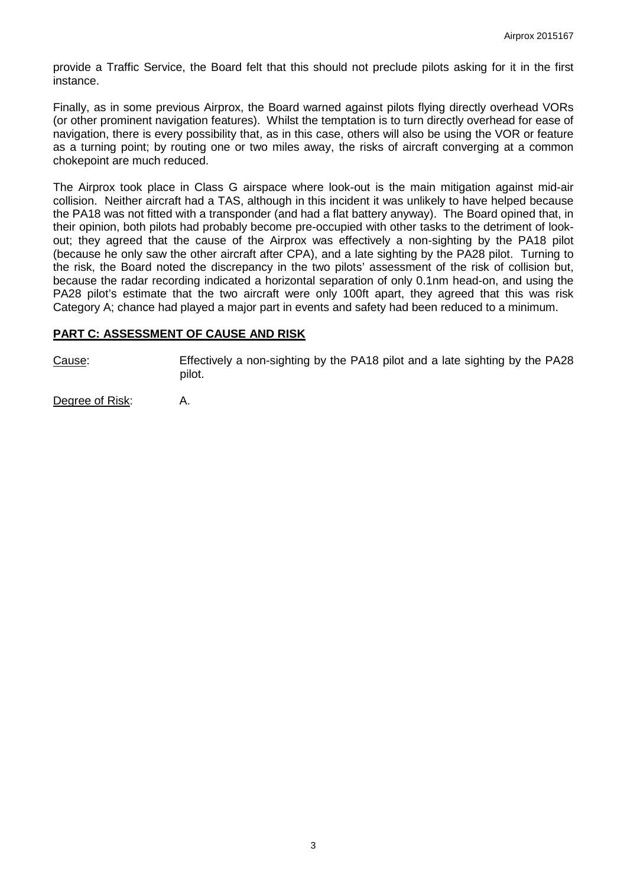provide a Traffic Service, the Board felt that this should not preclude pilots asking for it in the first instance.

Finally, as in some previous Airprox, the Board warned against pilots flying directly overhead VORs (or other prominent navigation features). Whilst the temptation is to turn directly overhead for ease of navigation, there is every possibility that, as in this case, others will also be using the VOR or feature as a turning point; by routing one or two miles away, the risks of aircraft converging at a common chokepoint are much reduced.

The Airprox took place in Class G airspace where look-out is the main mitigation against mid-air collision. Neither aircraft had a TAS, although in this incident it was unlikely to have helped because the PA18 was not fitted with a transponder (and had a flat battery anyway). The Board opined that, in their opinion, both pilots had probably become pre-occupied with other tasks to the detriment of look-out; they agreed that the cause of the Airprox was effectively a non-sighting by the PA18 pilot (because he only saw the other aircraft after CPA), and a late sighting by the PA28 pilot. Turning to the risk, the Board noted the discrepancy in the two pilots' assessment of the risk of collision but, because the radar recording indicated a horizontal separation of only 0.1nm head-on, and using the PA28 pilot's estimate that the two aircraft were only 100ft apart, they agreed that this was risk Category A; chance had played a major part in events and safety had been reduced to a minimum.

## PART C: ASSESSMENT OF CAUSE AND RISK

Cause: Effectively a non-sighting by the PA18 pilot and a late sighting by the PA28 pilot.

Degree of Risk: A.